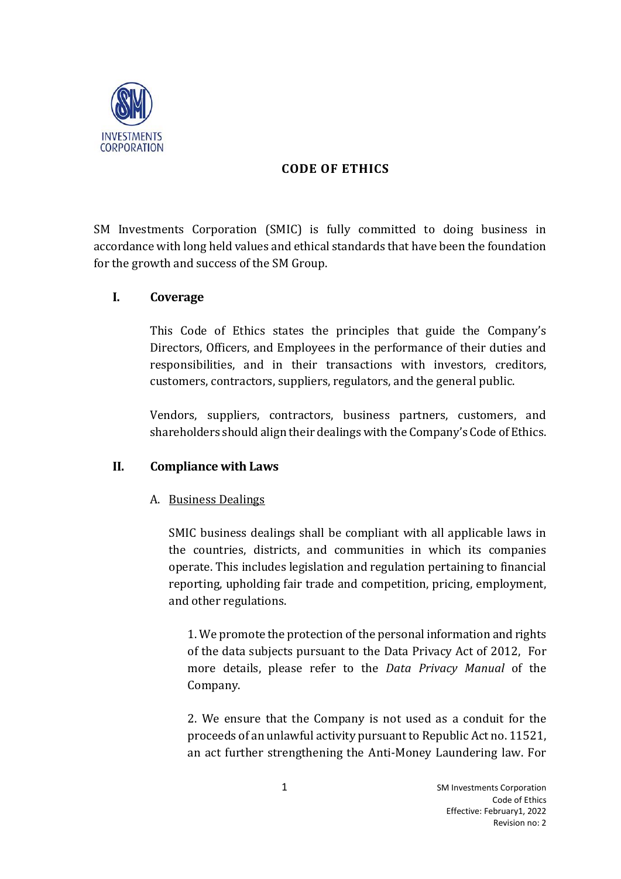# CODE OF ETHICS

SM Investments Corporation (SMIC) is fully committed to doing business in accordance with long held values and ethical standards that have been the foundation for the growth and success of the SM Group.

## I. Coverage

This Code of Ethics states the principles that guide the Company's Directors, Officers, and Employees in the performance of their duties and responsibilities, and in their transactions with investors, creditors, customers, contractors, suppliers, regulators, and the general public.

Vendors, suppliers, contractors, business partners, customers, and shareholders should align their dealings with the Company's Code of Ethics.

## II. Compliance with Laws

### A. Business Dealings

SMIC business dealings shall be compliant with all applicable laws in the countries, districts, and communities in which its companies operate. This includes legislation and regulation pertaining to financial reporting, upholding fair trade and competition, pricing, employment, and other regulations.

1. We promote the protection of the personal information and rights of the data subjects pursuant to the Data Privacy Act of 2012, For more details, please refer to the *Data Privacy Manual* of the Company.

2. We ensure that the Company is not used as a conduit for the proceeds of an unlawful activity pursuant to Republic Act no. 11521, an act further strengthening the Anti-Money Laundering law. For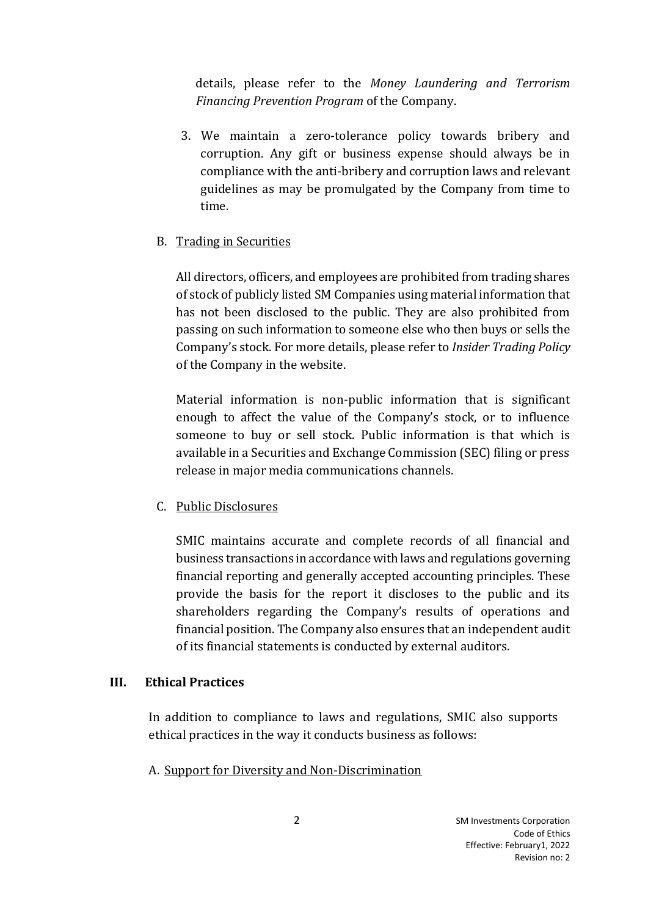details, please refer to the *Money Laundering and Terrorism Financing Prevention Program* of the Company.

3. We maintain a zero-tolerance policy towards bribery and corruption. Any gift or business expense should always be in compliance with the anti-bribery and corruption laws and relevant guidelines as may be promulgated by the Company from time to time.

B. Trading in Securities

All directors, officers, and employees are prohibited from trading shares of stock of publicly listed SM Companies using material information that has not been disclosed to the public. They are also prohibited from passing on such information to someone else who then buys or sells the Company's stock. For more details, please refer to *Insider Trading Policy* of the Company in the website.

Material information is non-public information that is significant enough to affect the value of the Company's stock, or to influence someone to buy or sell stock. Public information is that which is available in a Securities and Exchange Commission (SEC) filing or press release in major media communications channels.

C. Public Disclosures

SMIC maintains accurate and complete records of all financial and business transactions in accordance with laws and regulations governing financial reporting and generally accepted accounting principles. These provide the basis for the report it discloses to the public and its shareholders regarding the Company's results of operations and financial position. The Company also ensures that an independent audit of its financial statements is conducted by external auditors.

## III. Ethical Practices

In addition to compliance to laws and regulations, SMIC also supports ethical practices in the way it conducts business as follows:

A. Support for Diversity and Non-Discrimination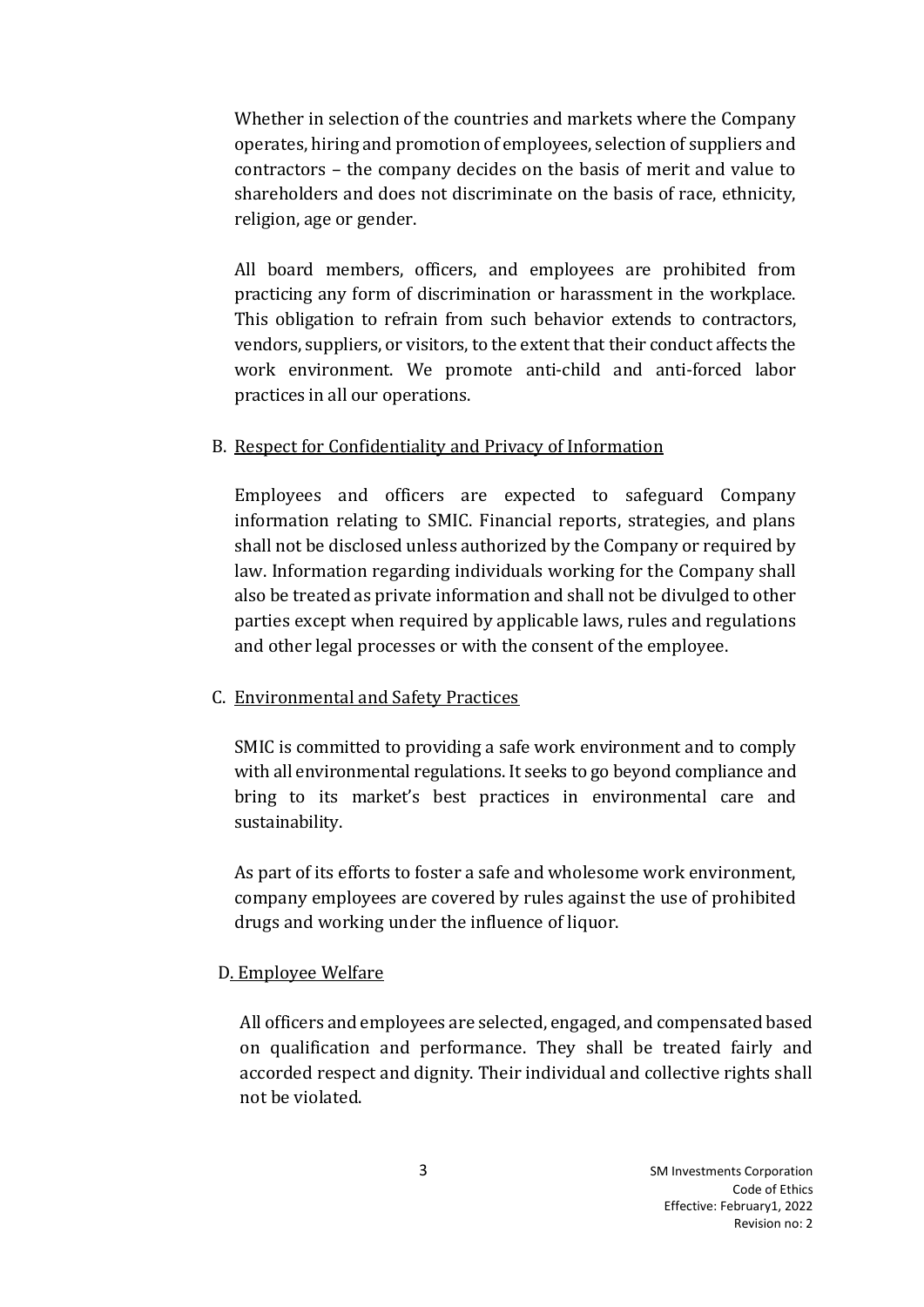Whether in selection of the countries and markets where the Company operates, hiring and promotion of employees, selection of suppliers and contractors – the company decides on the basis of merit and value to shareholders and does not discriminate on the basis of race, ethnicity, religion, age or gender.

All board members, officers, and employees are prohibited from practicing any form of discrimination or harassment in the workplace. This obligation to refrain from such behavior extends to contractors, vendors, suppliers, or visitors, to the extent that their conduct affects the work environment. We promote anti-child and anti-forced labor practices in all our operations.

B. <u>Respect for Confidentiality and Privacy of Information</u>

Employees and officers are expected to safeguard Company information relating to SMIC. Financial reports, strategies, and plans shall not be disclosed unless authorized by the Company or required by law. Information regarding individuals working for the Company shall also be treated as private information and shall not be divulged to other parties except when required by applicable laws, rules and regulations and other legal processes or with the consent of the employee.

C. <u>Environmental and Safety Practices</u>

SMIC is committed to providing a safe work environment and to comply with all environmental regulations. It seeks to go beyond compliance and bring to its market's best practices in environmental care and sustainability.

As part of its efforts to foster a safe and wholesome work environment, company employees are covered by rules against the use of prohibited drugs and working under the influence of liquor.

D. <u>Employee Welfare</u>

All officers and employees are selected, engaged, and compensated based on qualification and performance. They shall be treated fairly and accorded respect and dignity. Their individual and collective rights shall not be violated.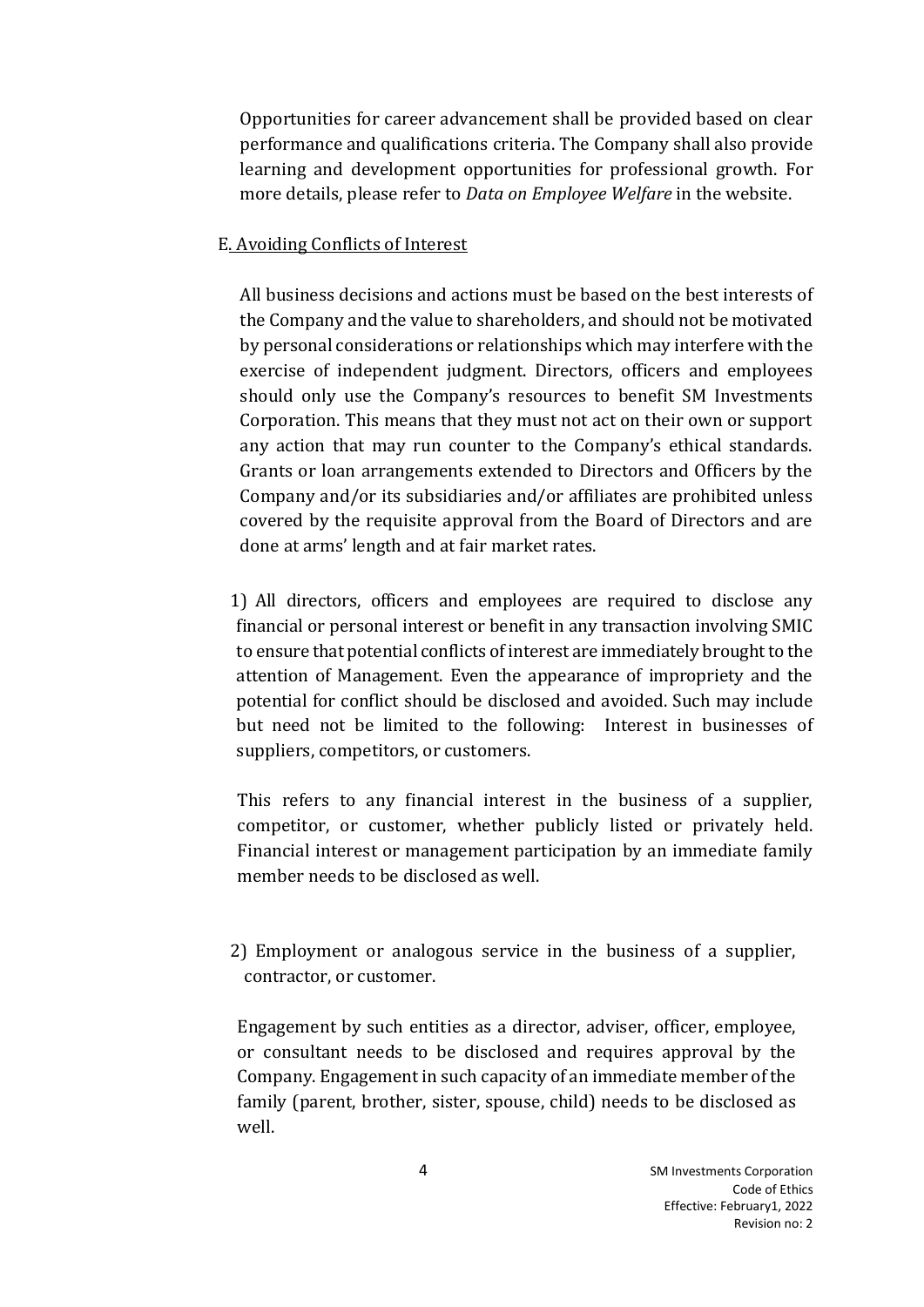Opportunities for career advancement shall be provided based on clear performance and qualifications criteria. The Company shall also provide learning and development opportunities for professional growth. For more details, please refer to *Data on Employee Welfare* in the website.

E. Avoiding Conflicts of Interest

All business decisions and actions must be based on the best interests of the Company and the value to shareholders, and should not be motivated by personal considerations or relationships which may interfere with the exercise of independent judgment. Directors, officers and employees should only use the Company's resources to benefit SM Investments Corporation. This means that they must not act on their own or support any action that may run counter to the Company's ethical standards. Grants or loan arrangements extended to Directors and Officers by the Company and/or its subsidiaries and/or affiliates are prohibited unless covered by the requisite approval from the Board of Directors and are done at arms' length and at fair market rates.

1) All directors, officers and employees are required to disclose any financial or personal interest or benefit in any transaction involving SMIC to ensure that potential conflicts of interest are immediately brought to the attention of Management. Even the appearance of impropriety and the potential for conflict should be disclosed and avoided. Such may include but need not be limited to the following: Interest in businesses of suppliers, competitors, or customers.

This refers to any financial interest in the business of a supplier, competitor, or customer, whether publicly listed or privately held. Financial interest or management participation by an immediate family member needs to be disclosed as well.

2) Employment or analogous service in the business of a supplier, contractor, or customer.

Engagement by such entities as a director, adviser, officer, employee, or consultant needs to be disclosed and requires approval by the Company. Engagement in such capacity of an immediate member of the family (parent, brother, sister, spouse, child) needs to be disclosed as well.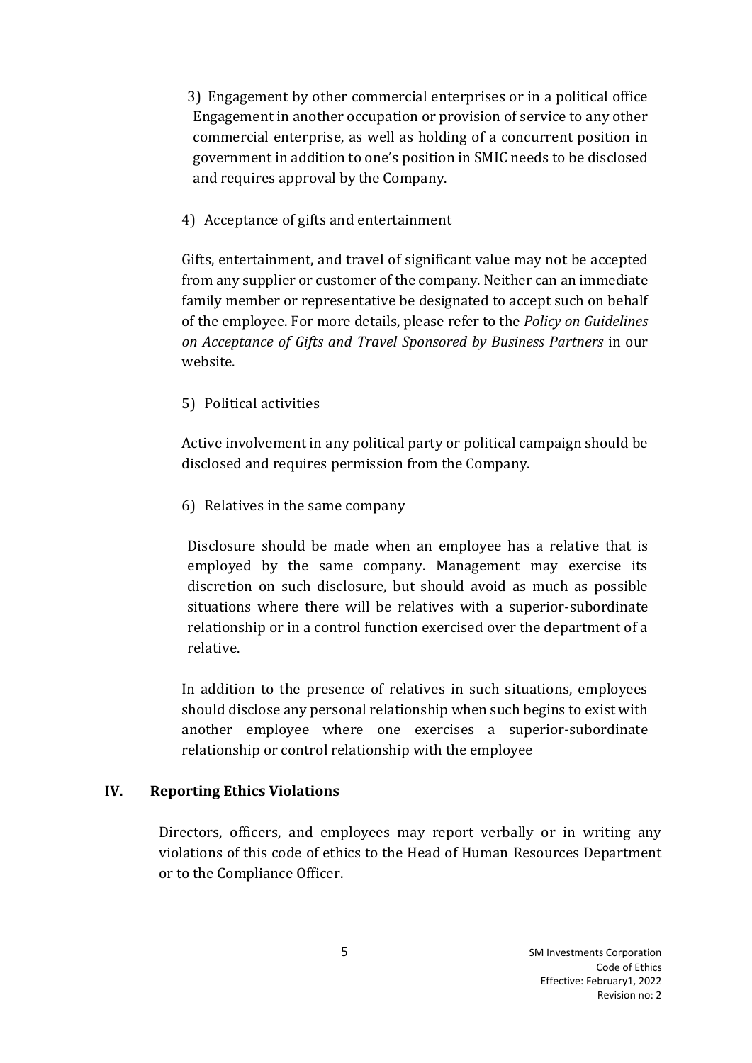3) Engagement by other commercial enterprises or in a political office

Engagement in another occupation or provision of service to any other commercial enterprise, as well as holding of a concurrent position in government in addition to one's position in SMIC needs to be disclosed and requires approval by the Company.

4) Acceptance of gifts and entertainment

Gifts, entertainment, and travel of significant value may not be accepted from any supplier or customer of the company. Neither can an immediate family member or representative be designated to accept such on behalf of the employee. For more details, please refer to the *Policy on Guidelines on Acceptance of Gifts and Travel Sponsored by Business Partners* in our website.

5) Political activities

Active involvement in any political party or political campaign should be disclosed and requires permission from the Company.

6) Relatives in the same company

Disclosure should be made when an employee has a relative that is employed by the same company. Management may exercise its discretion on such disclosure, but should avoid as much as possible situations where there will be relatives with a superior-subordinate relationship or in a control function exercised over the department of a relative.

In addition to the presence of relatives in such situations, employees should disclose any personal relationship when such begins to exist with another employee where one exercises a superior-subordinate relationship or control relationship with the employee

## IV. Reporting Ethics Violations

Directors, officers, and employees may report verbally or in writing any violations of this code of ethics to the Head of Human Resources Department or to the Compliance Officer.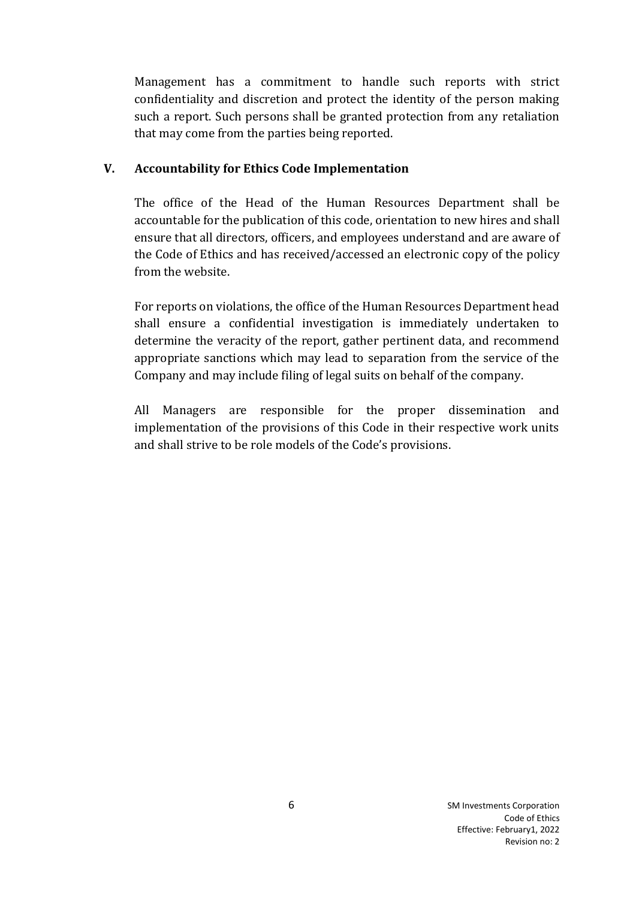Management has a commitment to handle such reports with strict confidentiality and discretion and protect the identity of the person making such a report. Such persons shall be granted protection from any retaliation that may come from the parties being reported.

## V. Accountability for Ethics Code Implementation

The office of the Head of the Human Resources Department shall be accountable for the publication of this code, orientation to new hires and shall ensure that all directors, officers, and employees understand and are aware of the Code of Ethics and has received/accessed an electronic copy of the policy from the website.

For reports on violations, the office of the Human Resources Department head shall ensure a confidential investigation is immediately undertaken to determine the veracity of the report, gather pertinent data, and recommend appropriate sanctions which may lead to separation from the service of the Company and may include filing of legal suits on behalf of the company.

All Managers are responsible for the proper dissemination and implementation of the provisions of this Code in their respective work units and shall strive to be role models of the Code's provisions.